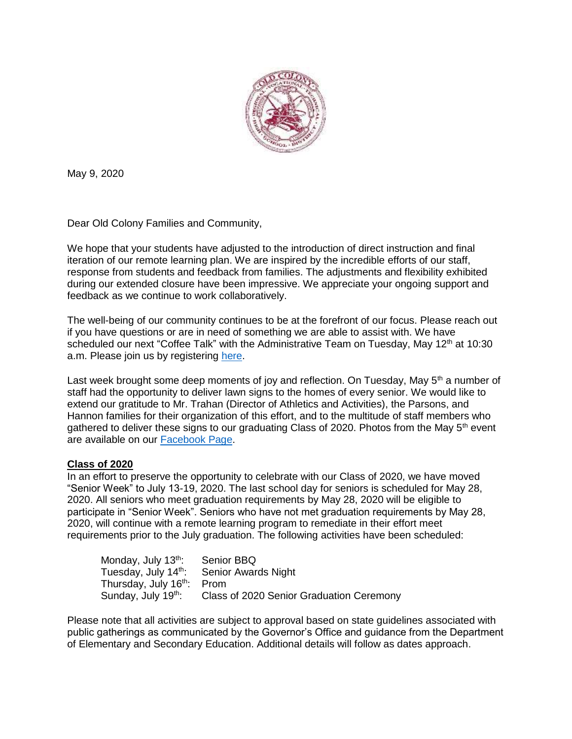May 9, 2020

Dear Old Colony Families and Community,

We hope that your students have adjusted to the introduction of direct instruction and final iteration of our remote learning plan. We are inspired by the incredible efforts of our staff, response from students and feedback from families. The adjustments and flexibility exhibited during our extended closure have been impressive. We appreciate your ongoing support and feedback as we continue to work collaboratively.

The well-being of our community continues to be at the forefront of our focus. Please reach out if you have questions or are in need of something we are able to assist with. We have scheduled our next "Coffee Talk" with the Administrative Team on Tuesday, May 12th at 10:30 a.m. Please join us by registering [here](here).

Last week brought some deep moments of joy and reflection. On Tuesday, May 5th a number of staff had the opportunity to deliver lawn signs to the homes of every senior. We would like to extend our gratitude to Mr. Trahan (Director of Athletics and Activities), the Parsons, and Hannon families for their organization of this effort, and to the multitude of staff members who gathered to deliver these signs to our graduating Class of 2020. Photos from the May 5th event are available on our [Facebook Page](Facebook Page).

**Class of 2020**

In an effort to preserve the opportunity to celebrate with our Class of 2020, we have moved "Senior Week" to July 13-19, 2020. The last school day for seniors is scheduled for May 28, 2020. All seniors who meet graduation requirements by May 28, 2020 will be eligible to participate in "Senior Week". Seniors who have not met graduation requirements by May 28, 2020, will continue with a remote learning program to remediate in their effort meet requirements prior to the July graduation. The following activities have been scheduled:

| | |
|---|---|
| Monday, July 13th: | Senior BBQ |
| Tuesday, July 14th: | Senior Awards Night |
| Thursday, July 16th: | Prom |
| Sunday, July 19th: | Class of 2020 Senior Graduation Ceremony |

Please note that all activities are subject to approval based on state guidelines associated with public gatherings as communicated by the Governor's Office and guidance from the Department of Elementary and Secondary Education. Additional details will follow as dates approach.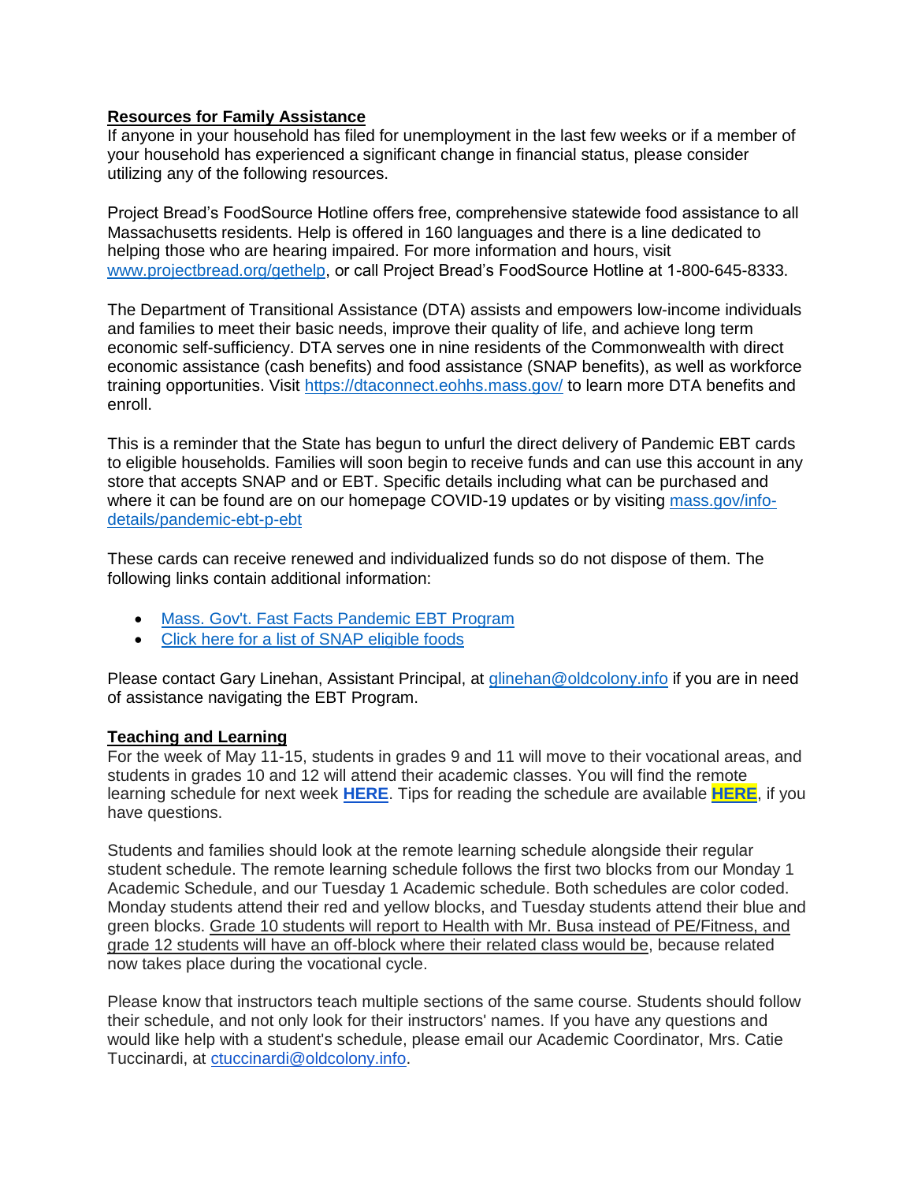## Resources for Family Assistance

If anyone in your household has filed for unemployment in the last few weeks or if a member of your household has experienced a significant change in financial status, please consider utilizing any of the following resources.

Project Bread's FoodSource Hotline offers free, comprehensive statewide food assistance to all Massachusetts residents. Help is offered in 160 languages and there is a line dedicated to helping those who are hearing impaired. For more information and hours, visit www.projectbread.org/gethelp, or call Project Bread's FoodSource Hotline at 1-800-645-8333.

The Department of Transitional Assistance (DTA) assists and empowers low-income individuals and families to meet their basic needs, improve their quality of life, and achieve long term economic self-sufficiency. DTA serves one in nine residents of the Commonwealth with direct economic assistance (cash benefits) and food assistance (SNAP benefits), as well as workforce training opportunities. Visit https://dtaconnect.eohhs.mass.gov/ to learn more DTA benefits and enroll.

This is a reminder that the State has begun to unfurl the direct delivery of Pandemic EBT cards to eligible households. Families will soon begin to receive funds and can use this account in any store that accepts SNAP and or EBT. Specific details including what can be purchased and where it can be found are on our homepage COVID-19 updates or by visiting mass.gov/info-details/pandemic-ebt-p-ebt

These cards can receive renewed and individualized funds so do not dispose of them. The following links contain additional information:

- Mass. Gov't. Fast Facts Pandemic EBT Program
- Click here for a list of SNAP eligible foods

Please contact Gary Linehan, Assistant Principal, at glinehan@oldcolony.info if you are in need of assistance navigating the EBT Program.

## Teaching and Learning

For the week of May 11-15, students in grades 9 and 11 will move to their vocational areas, and students in grades 10 and 12 will attend their academic classes. You will find the remote learning schedule for next week **HERE**. Tips for reading the schedule are available **HERE**, if you have questions.

Students and families should look at the remote learning schedule alongside their regular student schedule. The remote learning schedule follows the first two blocks from our Monday 1 Academic Schedule, and our Tuesday 1 Academic schedule. Both schedules are color coded. Monday students attend their red and yellow blocks, and Tuesday students attend their blue and green blocks. Grade 10 students will report to Health with Mr. Busa instead of PE/Fitness, and grade 12 students will have an off-block where their related class would be, because related now takes place during the vocational cycle.

Please know that instructors teach multiple sections of the same course. Students should follow their schedule, and not only look for their instructors' names. If you have any questions and would like help with a student's schedule, please email our Academic Coordinator, Mrs. Catie Tuccinardi, at ctuccinardi@oldcolony.info.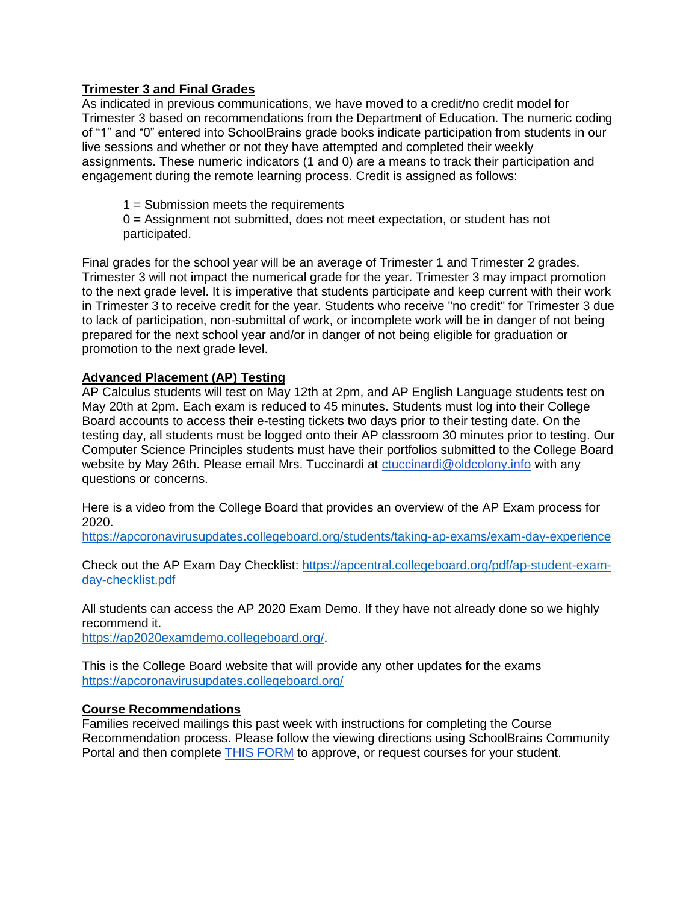**Trimester 3 and Final Grades**

As indicated in previous communications, we have moved to a credit/no credit model for Trimester 3 based on recommendations from the Department of Education. The numeric coding of "1" and "0" entered into SchoolBrains grade books indicate participation from students in our live sessions and whether or not they have attempted and completed their weekly assignments. These numeric indicators (1 and 0) are a means to track their participation and engagement during the remote learning process. Credit is assigned as follows:

> 1 = Submission meets the requirements
> 0 = Assignment not submitted, does not meet expectation, or student has not participated.

Final grades for the school year will be an average of Trimester 1 and Trimester 2 grades. Trimester 3 will not impact the numerical grade for the year. Trimester 3 may impact promotion to the next grade level. It is imperative that students participate and keep current with their work in Trimester 3 to receive credit for the year. Students who receive "no credit" for Trimester 3 due to lack of participation, non-submittal of work, or incomplete work will be in danger of not being prepared for the next school year and/or in danger of not being eligible for graduation or promotion to the next grade level.

**Advanced Placement (AP) Testing**

AP Calculus students will test on May 12th at 2pm, and AP English Language students test on May 20th at 2pm. Each exam is reduced to 45 minutes. Students must log into their College Board accounts to access their e-testing tickets two days prior to their testing date. On the testing day, all students must be logged onto their AP classroom 30 minutes prior to testing. Our Computer Science Principles students must have their portfolios submitted to the College Board website by May 26th. Please email Mrs. Tuccinardi at [ctuccinardi@oldcolony.info](mailto:ctuccinardi@oldcolony.info) with any questions or concerns.

Here is a video from the College Board that provides an overview of the AP Exam process for 2020.
https://apcoronavirusupdates.collegeboard.org/students/taking-ap-exams/exam-day-experience

Check out the AP Exam Day Checklist: https://apcentral.collegeboard.org/pdf/ap-student-exam-day-checklist.pdf

All students can access the AP 2020 Exam Demo. If they have not already done so we highly recommend it.
https://ap2020examdemo.collegeboard.org/.

This is the College Board website that will provide any other updates for the exams
https://apcoronavirusupdates.collegeboard.org/

**Course Recommendations**

Families received mailings this past week with instructions for completing the Course Recommendation process. Please follow the viewing directions using SchoolBrains Community Portal and then complete THIS FORM to approve, or request courses for your student.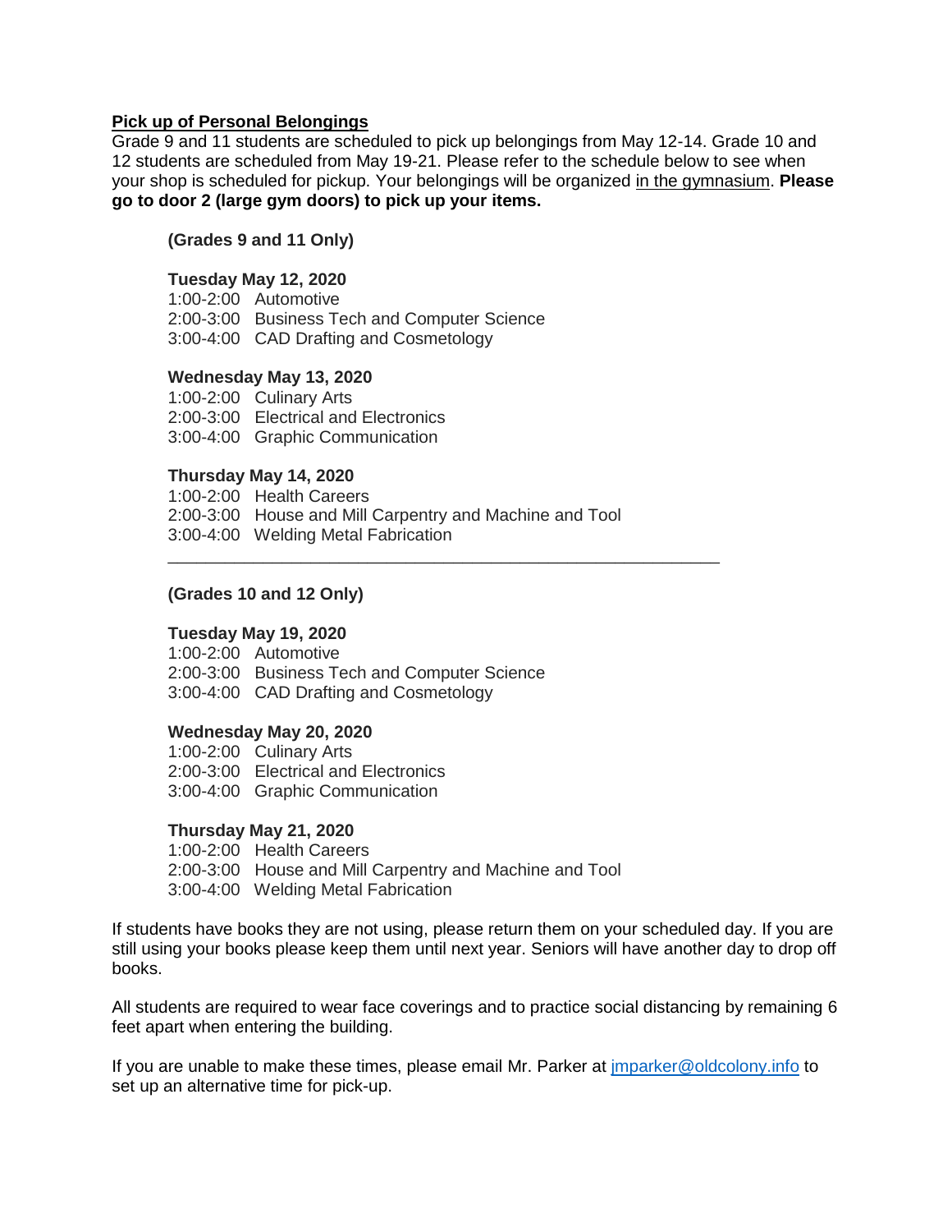## Pick up of Personal Belongings

Grade 9 and 11 students are scheduled to pick up belongings from May 12-14. Grade 10 and 12 students are scheduled from May 19-21. Please refer to the schedule below to see when your shop is scheduled for pickup. Your belongings will be organized in the gymnasium. **Please go to door 2 (large gym doors) to pick up your items.**

**(Grades 9 and 11 Only)**

**Tuesday May 12, 2020**

1:00-2:00 Automotive
2:00-3:00 Business Tech and Computer Science
3:00-4:00 CAD Drafting and Cosmetology

**Wednesday May 13, 2020**

1:00-2:00 Culinary Arts
2:00-3:00 Electrical and Electronics
3:00-4:00 Graphic Communication

**Thursday May 14, 2020**

1:00-2:00 Health Careers
2:00-3:00 House and Mill Carpentry and Machine and Tool
3:00-4:00 Welding Metal Fabrication

---

**(Grades 10 and 12 Only)**

**Tuesday May 19, 2020**

1:00-2:00 Automotive
2:00-3:00 Business Tech and Computer Science
3:00-4:00 CAD Drafting and Cosmetology

**Wednesday May 20, 2020**

1:00-2:00 Culinary Arts
2:00-3:00 Electrical and Electronics
3:00-4:00 Graphic Communication

**Thursday May 21, 2020**

1:00-2:00 Health Careers
2:00-3:00 House and Mill Carpentry and Machine and Tool
3:00-4:00 Welding Metal Fabrication

If students have books they are not using, please return them on your scheduled day. If you are still using your books please keep them until next year. Seniors will have another day to drop off books.

All students are required to wear face coverings and to practice social distancing by remaining 6 feet apart when entering the building.

If you are unable to make these times, please email Mr. Parker at jmparker@oldcolony.info to set up an alternative time for pick-up.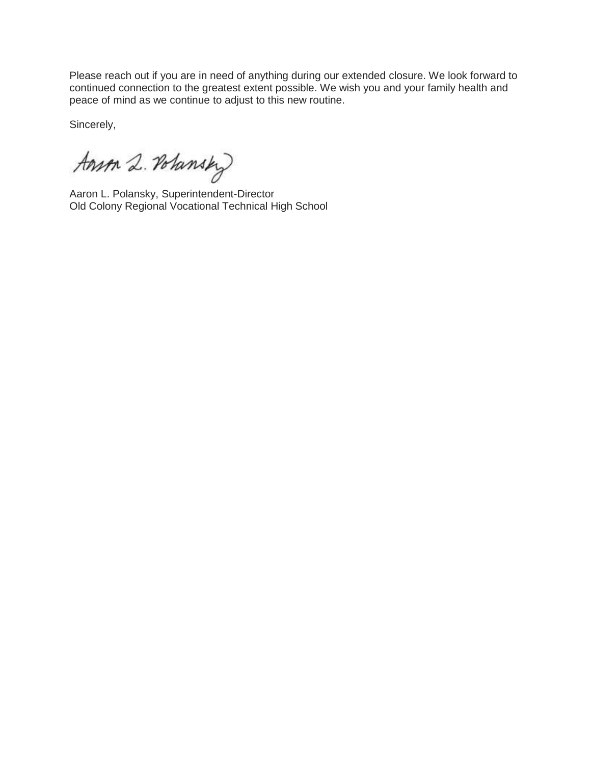Please reach out if you are in need of anything during our extended closure. We look forward to continued connection to the greatest extent possible. We wish you and your family health and peace of mind as we continue to adjust to this new routine.

Sincerely,

Aaron L. Polansky, Superintendent-Director
Old Colony Regional Vocational Technical High School